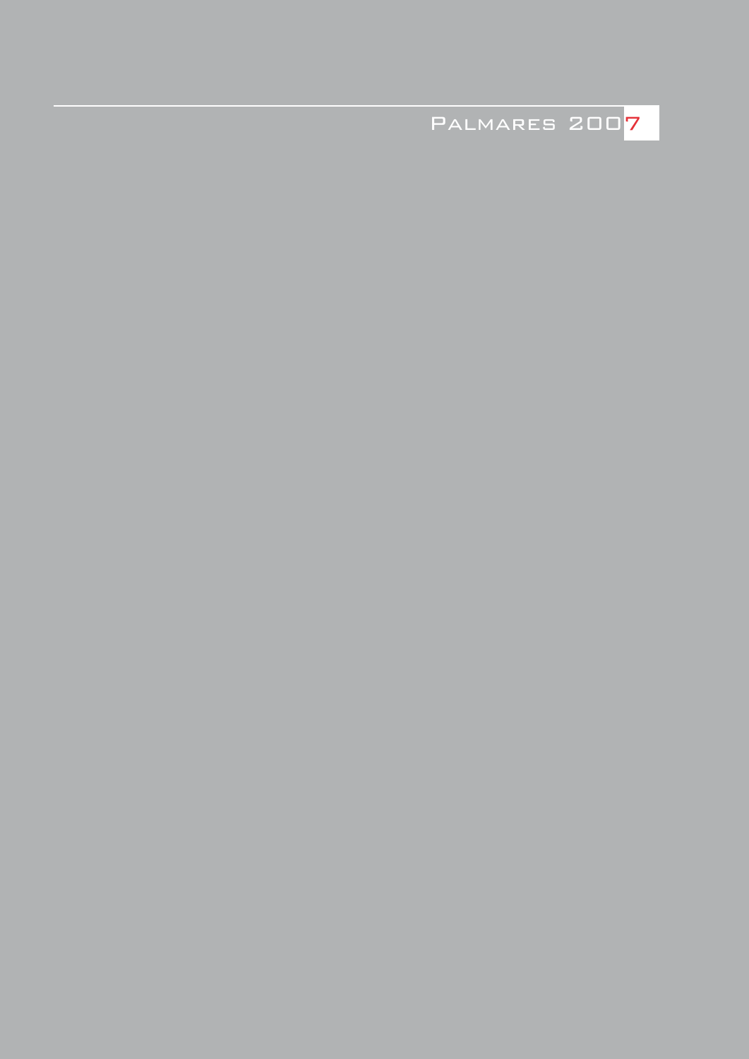# Palmares 2007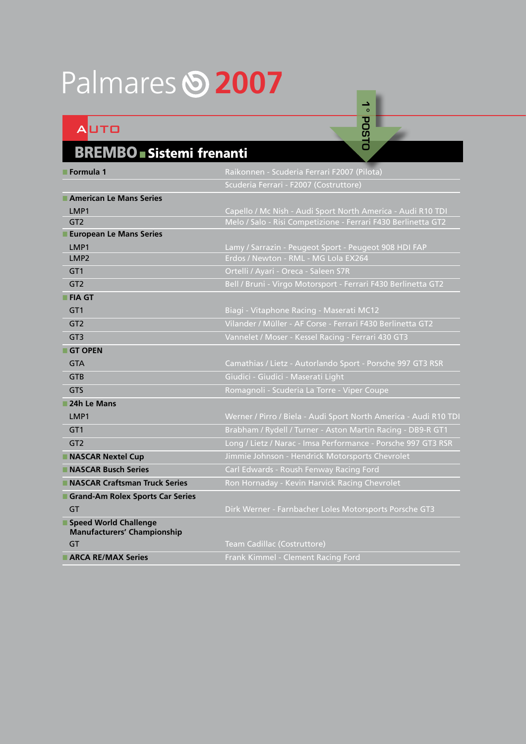# Palmares 2007

## AUTO

### BREMBO ■ Sistemi frenanti

1° POSTO

| | |
|---|---|
| **Formula 1** | Raikonnen - Scuderia Ferrari F2007 (Pilota) |
| | Scuderia Ferrari - F2007 (Costruttore) |
| **American Le Mans Series** | |
| LMP1 | Capello / Mc Nish - Audi Sport North America - Audi R10 TDI |
| GT2 | Melo / Salo - Risi Competizione - Ferrari F430 Berlinetta GT2 |
| **European Le Mans Series** | |
| LMP1 | Lamy / Sarrazin - Peugeot Sport - Peugeot 908 HDI FAP |
| LMP2 | Erdos / Newton - RML - MG Lola EX264 |
| GT1 | Ortelli / Ayari - Oreca - Saleen S7R |
| GT2 | Bell / Bruni - Virgo Motorsport - Ferrari F430 Berlinetta GT2 |
| **FIA GT** | |
| GT1 | Biagi - Vitaphone Racing - Maserati MC12 |
| GT2 | Vilander / Müller - AF Corse - Ferrari F430 Berlinetta GT2 |
| GT3 | Vannelet / Moser - Kessel Racing - Ferrari 430 GT3 |
| **GT OPEN** | |
| GTA | Camathias / Lietz - Autorlando Sport - Porsche 997 GT3 RSR |
| GTB | Giudici - Giudici - Maserati Light |
| GTS | Romagnoli - Scuderia La Torre - Viper Coupe |
| **24h Le Mans** | |
| LMP1 | Werner / Pirro / Biela - Audi Sport North America - Audi R10 TDI |
| GT1 | Brabham / Rydell / Turner - Aston Martin Racing - DB9-R GT1 |
| GT2 | Long / Lietz / Narac - Imsa Performance - Porsche 997 GT3 RSR |
| **NASCAR Nextel Cup** | Jimmie Johnson - Hendrick Motorsports Chevrolet |
| **NASCAR Busch Series** | Carl Edwards - Roush Fenway Racing Ford |
| **NASCAR Craftsman Truck Series** | Ron Hornaday - Kevin Harvick Racing Chevrolet |
| **Grand-Am Rolex Sports Car Series** | |
| GT | Dirk Werner - Farnbacher Loles Motorsports Porsche GT3 |
| **Speed World Challenge Manufacturers' Championship** | |
| GT | Team Cadillac (Costruttore) |
| **ARCA RE/MAX Series** | Frank Kimmel - Clement Racing Ford |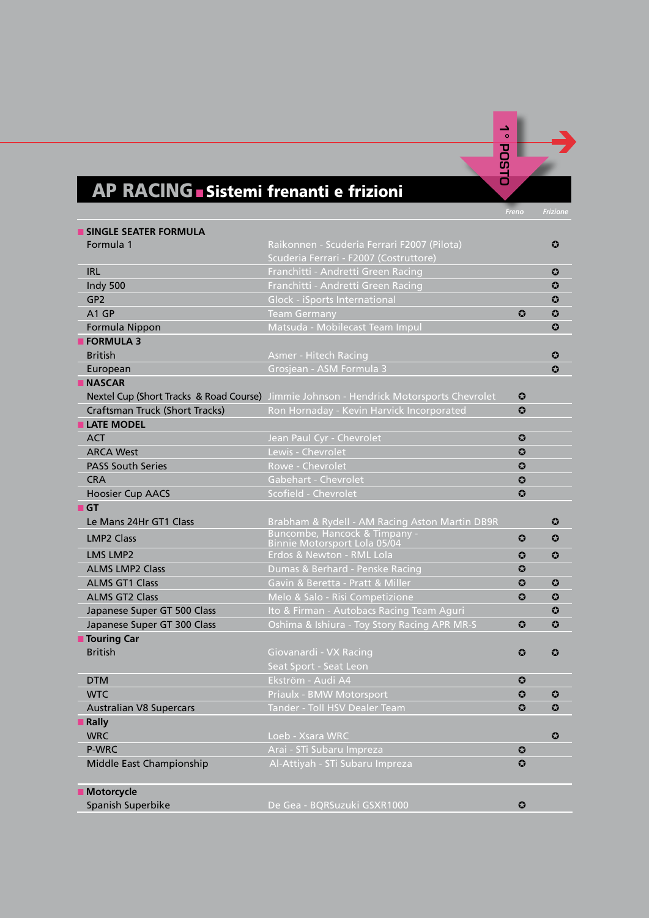# AP RACING ■ Sistemi frenanti e frizioni

1° POSTO

| | | Freno | Frizione |
|---|---|---|---|
| **■ SINGLE SEATER FORMULA** | | | |
| Formula 1 | Raikonnen - Scuderia Ferrari F2007 (Pilota)<br>Scuderia Ferrari - F2007 (Costruttore) | | ✪ |
| IRL | Franchitti - Andretti Green Racing | | ✪ |
| Indy 500 | Franchitti - Andretti Green Racing | | ✪ |
| GP2 | Glock - iSports International | | ✪ |
| A1 GP | Team Germany | ✪ | ✪ |
| Formula Nippon | Matsuda - Mobilecast Team Impul | | ✪ |
| **■ FORMULA 3** | | | |
| British | Asmer - Hitech Racing | | ✪ |
| European | Grosjean - ASM Formula 3 | | ✪ |
| **■ NASCAR** | | | |
| Nextel Cup (Short Tracks & Road Course) | Jimmie Johnson - Hendrick Motorsports Chevrolet | ✪ | |
| Craftsman Truck (Short Tracks) | Ron Hornaday - Kevin Harvick Incorporated | ✪ | |
| **■ LATE MODEL** | | | |
| ACT | Jean Paul Cyr - Chevrolet | ✪ | |
| ARCA West | Lewis - Chevrolet | ✪ | |
| PASS South Series | Rowe - Chevrolet | ✪ | |
| CRA | Gabehart - Chevrolet | ✪ | |
| Hoosier Cup AACS | Scofield - Chevrolet | ✪ | |
| **■ GT** | | | |
| Le Mans 24Hr GT1 Class | Brabham & Rydell - AM Racing Aston Martin DB9R | | ✪ |
| LMP2 Class | Buncombe, Hancock & Timpany - Binnie Motorsport Lola 05/04 | ✪ | ✪ |
| LMS LMP2 | Erdos & Newton - RML Lola | ✪ | ✪ |
| ALMS LMP2 Class | Dumas & Berhard - Penske Racing | ✪ | |
| ALMS GT1 Class | Gavin & Beretta - Pratt & Miller | ✪ | ✪ |
| ALMS GT2 Class | Melo & Salo - Risi Competizione | ✪ | ✪ |
| Japanese Super GT 500 Class | Ito & Firman - Autobacs Racing Team Aguri | | ✪ |
| Japanese Super GT 300 Class | Oshima & Ishiura - Toy Story Racing APR MR-S | ✪ | ✪ |
| **■ Touring Car** | | | |
| British | Giovanardi - VX Racing<br>Seat Sport - Seat Leon | ✪ | ✪ |
| DTM | Ekström - Audi A4 | ✪ | |
| WTC | Priaulx - BMW Motorsport | ✪ | ✪ |
| Australian V8 Supercars | Tander - Toll HSV Dealer Team | ✪ | ✪ |
| **■ Rally** | | | |
| WRC | Loeb - Xsara WRC | | ✪ |
| P-WRC | Arai - STi Subaru Impreza | ✪ | |
| Middle East Championship | Al-Attiyah - STi Subaru Impreza | ✪ | |
| **■ Motorcycle** | | | |
| Spanish Superbike | De Gea - BQRSuzuki GSXR1000 | ✪ | |